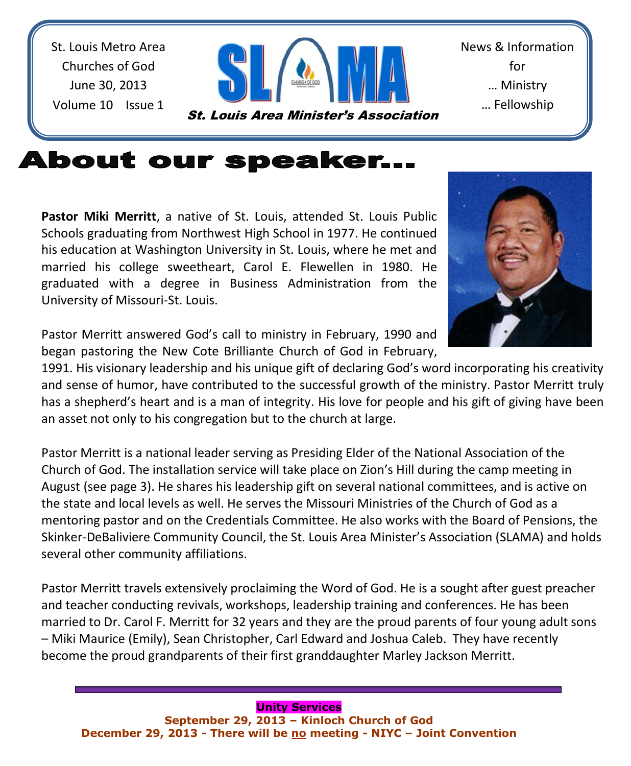St. Louis Metro Area
Churches of God
June 30, 2013
Volume 10 Issue 1

# SLAMA

*St. Louis Area Minister's Association*

News & Information
for
… Ministry
… Fellowship

# About our speaker…

**Pastor Miki Merritt**, a native of St. Louis, attended St. Louis Public Schools graduating from Northwest High School in 1977. He continued his education at Washington University in St. Louis, where he met and married his college sweetheart, Carol E. Flewellen in 1980. He graduated with a degree in Business Administration from the University of Missouri-St. Louis.

Pastor Merritt answered God's call to ministry in February, 1990 and began pastoring the New Cote Brilliante Church of God in February, 1991. His visionary leadership and his unique gift of declaring God's word incorporating his creativity and sense of humor, have contributed to the successful growth of the ministry. Pastor Merritt truly has a shepherd's heart and is a man of integrity. His love for people and his gift of giving have been an asset not only to his congregation but to the church at large.

Pastor Merritt is a national leader serving as Presiding Elder of the National Association of the Church of God. The installation service will take place on Zion's Hill during the camp meeting in August (see page 3). He shares his leadership gift on several national committees, and is active on the state and local levels as well. He serves the Missouri Ministries of the Church of God as a mentoring pastor and on the Credentials Committee. He also works with the Board of Pensions, the Skinker-DeBaliviere Community Council, the St. Louis Area Minister's Association (SLAMA) and holds several other community affiliations.

Pastor Merritt travels extensively proclaiming the Word of God. He is a sought after guest preacher and teacher conducting revivals, workshops, leadership training and conferences. He has been married to Dr. Carol F. Merritt for 32 years and they are the proud parents of four young adult sons – Miki Maurice (Emily), Sean Christopher, Carl Edward and Joshua Caleb. They have recently become the proud grandparents of their first granddaughter Marley Jackson Merritt.

---

**Unity Services**
**September 29, 2013 – Kinloch Church of God**
**December 29, 2013 - There will be no meeting - NIYC – Joint Convention**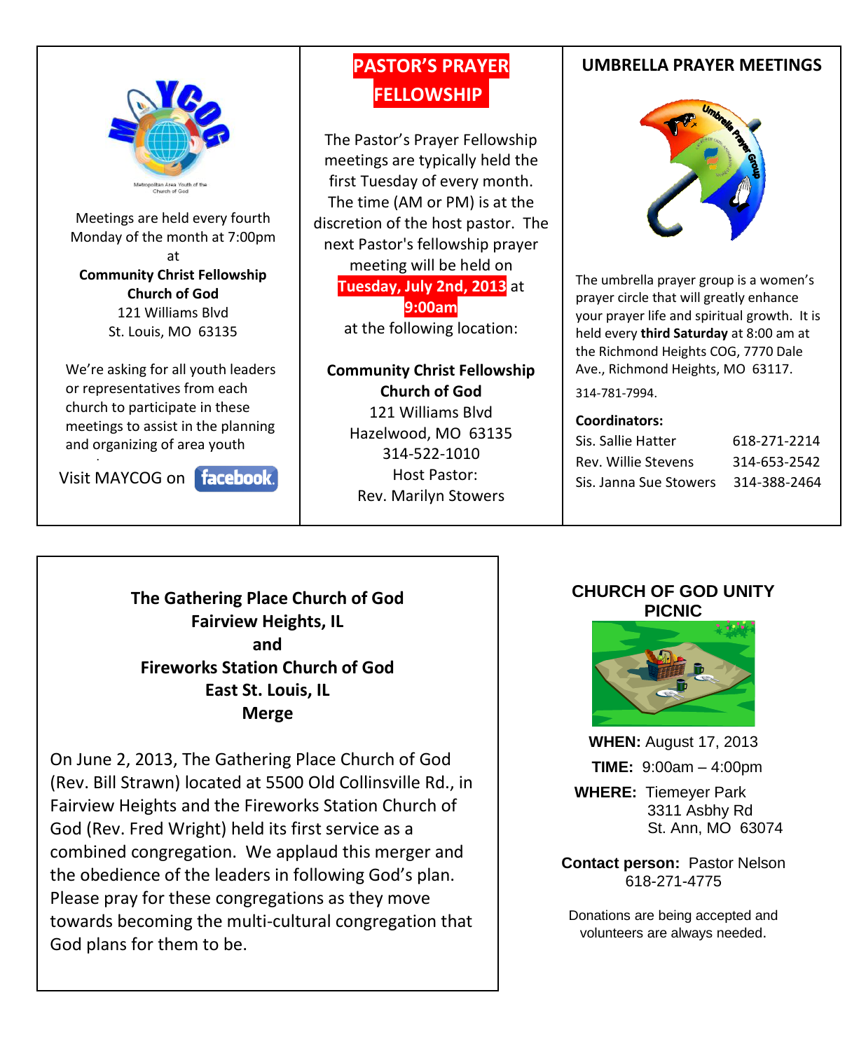Meetings are held every fourth Monday of the month at 7:00pm at

**Community Christ Fellowship Church of God**
121 Williams Blvd
St. Louis, MO 63135

We're asking for all youth leaders or representatives from each church to participate in these meetings to assist in the planning and organizing of area youth

Visit MAYCOG on facebook.

## PASTOR'S PRAYER FELLOWSHIP

The Pastor's Prayer Fellowship meetings are typically held the first Tuesday of every month. The time (AM or PM) is at the discretion of the host pastor. The next Pastor's fellowship prayer meeting will be held on **Tuesday, July 2nd, 2013** at **9:00am** at the following location:

**Community Christ Fellowship Church of God**
121 Williams Blvd
Hazelwood, MO 63135
314-522-1010
Host Pastor:
Rev. Marilyn Stowers

## UMBRELLA PRAYER MEETINGS

The umbrella prayer group is a women's prayer circle that will greatly enhance your prayer life and spiritual growth. It is held every **third Saturday** at 8:00 am at the Richmond Heights COG, 7770 Dale Ave., Richmond Heights, MO 63117.

314-781-7994.

**Coordinators:**

| | |
|---|---|
| Sis. Sallie Hatter | 618-271-2214 |
| Rev. Willie Stevens | 314-653-2542 |
| Sis. Janna Sue Stowers | 314-388-2464 |

## The Gathering Place Church of God Fairview Heights, IL and Fireworks Station Church of God East St. Louis, IL Merge

On June 2, 2013, The Gathering Place Church of God (Rev. Bill Strawn) located at 5500 Old Collinsville Rd., in Fairview Heights and the Fireworks Station Church of God (Rev. Fred Wright) held its first service as a combined congregation. We applaud this merger and the obedience of the leaders in following God's plan. Please pray for these congregations as they move towards becoming the multi-cultural congregation that God plans for them to be.

## CHURCH OF GOD UNITY PICNIC

**WHEN:** August 17, 2013

**TIME:** 9:00am – 4:00pm

**WHERE:** Tiemeyer Park
3311 Asbby Rd
St. Ann, MO 63074

**Contact person:** Pastor Nelson
618-271-4775

Donations are being accepted and volunteers are always needed.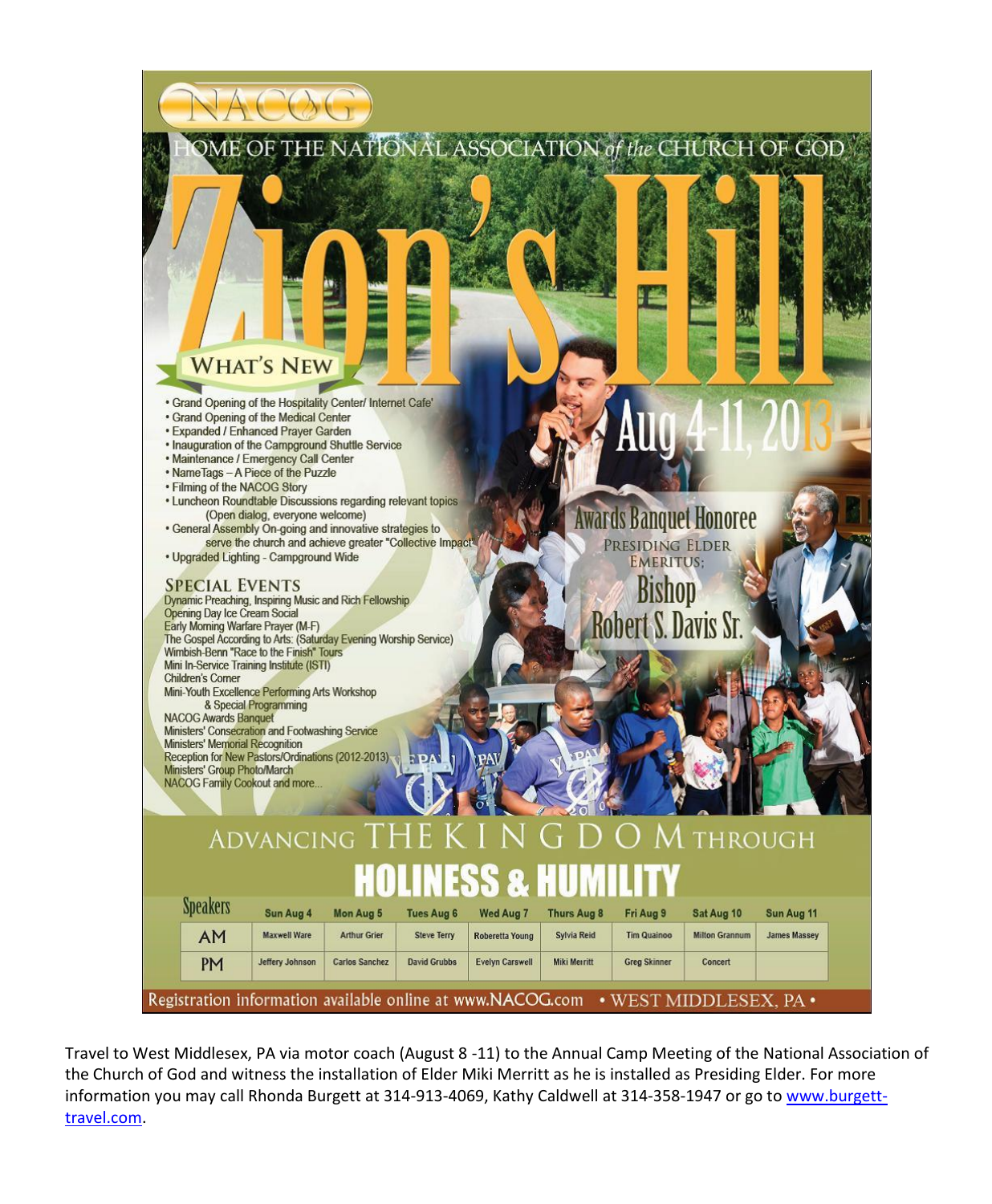# NACOG

HOME OF THE NATIONAL ASSOCIATION *of the* CHURCH OF GOD

# Zion's Hill

## Aug 4-11, 2013

## WHAT'S NEW

- Grand Opening of the Hospitality Center/ Internet Cafe'
- Grand Opening of the Medical Center
- Expanded / Enhanced Prayer Garden
- Inauguration of the Campground Shuttle Service
- Maintenance / Emergency Call Center
- NameTags – A Piece of the Puzzle
- Filming of the NACOG Story
- Luncheon Roundtable Discussions regarding relevant topics (Open dialog, everyone welcome)
- General Assembly On-going and innovative strategies to serve the church and achieve greater "Collective Impact"
- Upgraded Lighting - Campground Wide

## SPECIAL EVENTS

Dynamic Preaching, Inspiring Music and Rich Fellowship
Opening Day Ice Cream Social
Early Morning Warfare Prayer (M-F)
The Gospel According to Arts: (Saturday Evening Worship Service)
Wimbish-Benn "Race to the Finish" Tours
Mini In-Service Training Institute (ISTI)
Children's Corner
Mini-Youth Excellence Performing Arts Workshop & Special Programming
NACOG Awards Banquet
Ministers' Consecration and Footwashing Service
Ministers' Memorial Recognition
Reception for New Pastors/Ordinations (2012-2013)
Ministers' Group Photo/March
NACOG Family Cookout and more...

## Awards Banquet Honoree

PRESIDING ELDER EMERITUS;
**Bishop Robert S. Davis Sr.**

## ADVANCING THE KINGDOM THROUGH HOLINESS & HUMILITY

| Speakers | Sun Aug 4 | Mon Aug 5 | Tues Aug 6 | Wed Aug 7 | Thurs Aug 8 | Fri Aug 9 | Sat Aug 10 | Sun Aug 11 |
|---|---|---|---|---|---|---|---|---|
| AM | Maxwell Ware | Arthur Grier | Steve Terry | Roberetta Young | Sylvia Reid | Tim Quainoo | Milton Grannum | James Massey |
| PM | Jeffery Johnson | Carlos Sanchez | David Grubbs | Evelyn Carswell | Miki Merritt | Greg Skinner | Concert | |

Registration information available online at www.NACOG.com • WEST MIDDLESEX, PA •

Travel to West Middlesex, PA via motor coach (August 8 -11) to the Annual Camp Meeting of the National Association of the Church of God and witness the installation of Elder Miki Merritt as he is installed as Presiding Elder. For more information you may call Rhonda Burgett at 314-913-4069, Kathy Caldwell at 314-358-1947 or go to www.burgett-travel.com.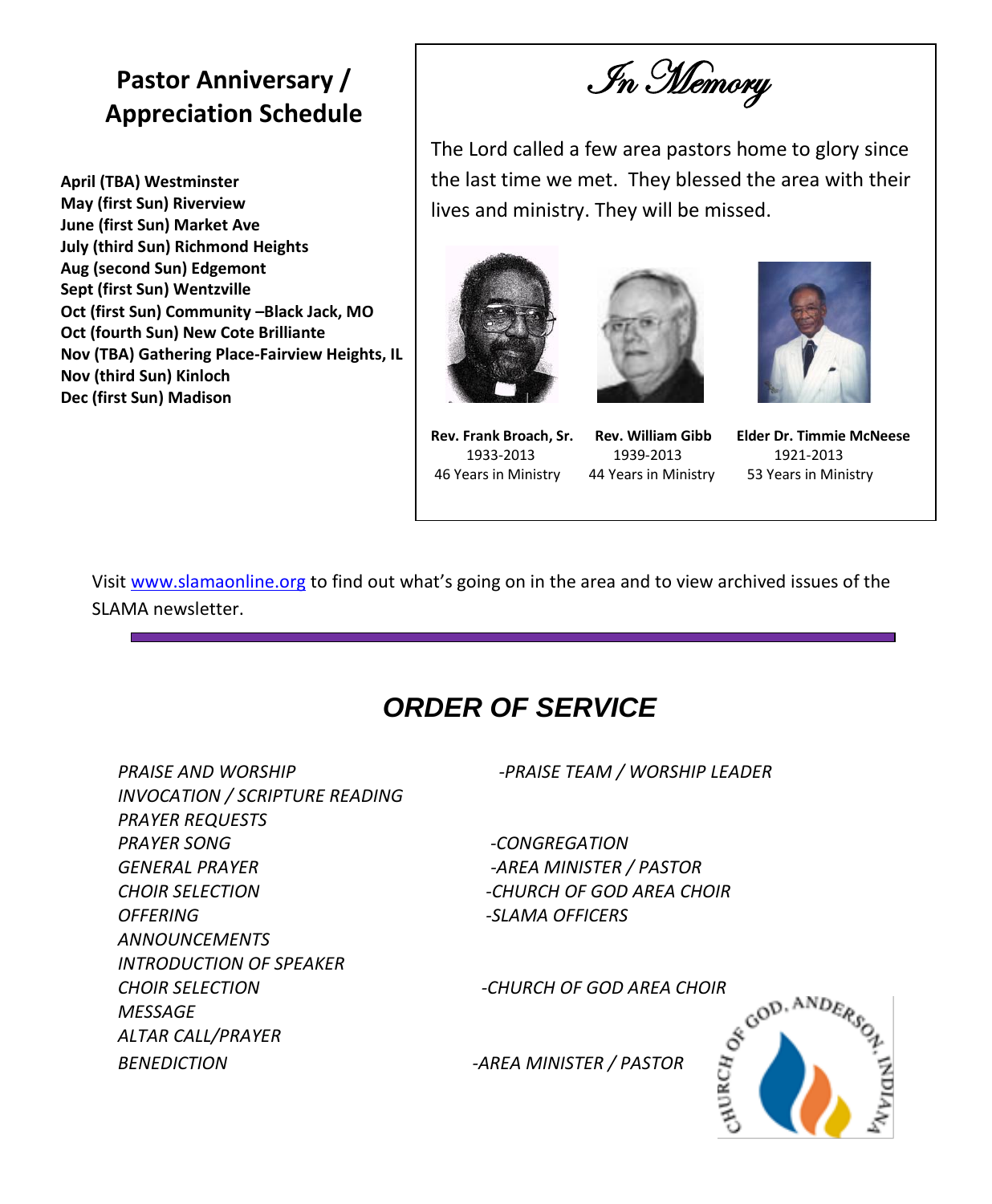## Pastor Anniversary / Appreciation Schedule

**April (TBA) Westminster**
**May (first Sun) Riverview**
**June (first Sun) Market Ave**
**July (third Sun) Richmond Heights**
**Aug (second Sun) Edgemont**
**Sept (first Sun) Wentzville**
**Oct (first Sun) Community –Black Jack, MO**
**Oct (fourth Sun) New Cote Brilliante**
**Nov (TBA) Gathering Place-Fairview Heights, IL**
**Nov (third Sun) Kinloch**
**Dec (first Sun) Madison**

## *In Memory*

The Lord called a few area pastors home to glory since the last time we met. They blessed the area with their lives and ministry. They will be missed.

**Rev. Frank Broach, Sr.**
1933-2013
46 Years in Ministry

**Rev. William Gibb**
1939-2013
44 Years in Ministry

**Elder Dr. Timmie McNeese**
1921-2013
53 Years in Ministry

Visit www.slamaonline.org to find out what's going on in the area and to view archived issues of the SLAMA newsletter.

---

# *ORDER OF SERVICE*

| | |
|---|---|
| *PRAISE AND WORSHIP* | *-PRAISE TEAM / WORSHIP LEADER* |
| *INVOCATION / SCRIPTURE READING* | |
| *PRAYER REQUESTS* | |
| *PRAYER SONG* | *-CONGREGATION* |
| *GENERAL PRAYER* | *-AREA MINISTER / PASTOR* |
| *CHOIR SELECTION* | *-CHURCH OF GOD AREA CHOIR* |
| *OFFERING* | *-SLAMA OFFICERS* |
| *ANNOUNCEMENTS* | |
| *INTRODUCTION OF SPEAKER* | |
| *CHOIR SELECTION* | *-CHURCH OF GOD AREA CHOIR* |
| *MESSAGE* | |
| *ALTAR CALL/PRAYER* | |
| *BENEDICTION* | *-AREA MINISTER / PASTOR* |

CHURCH OF GOD, ANDERSON, INDIANA